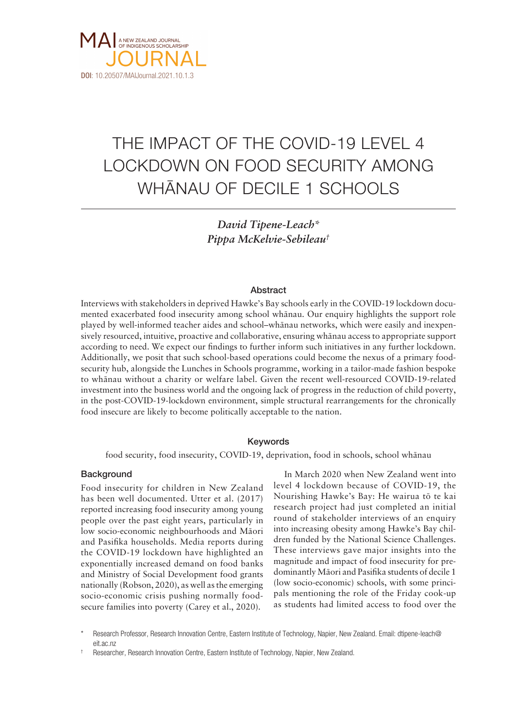MAI A NEW ZEALAND JOURNAL OF INDIGENOUS SCHOLARSHIP JOURNAL

**DOI**: 10.20507/MAIJournal.2021.10.1.3

# THE IMPACT OF THE COVID-19 LEVEL 4 LOCKDOWN ON FOOD SECURITY AMONG WHĀNAU OF DECILE 1 SCHOOLS

*David Tipene-Leach\**
*Pippa McKelvie-Sebileau†*

## Abstract

Interviews with stakeholders in deprived Hawke's Bay schools early in the COVID-19 lockdown documented exacerbated food insecurity among school whānau. Our enquiry highlights the support role played by well-informed teacher aides and school–whānau networks, which were easily and inexpensively resourced, intuitive, proactive and collaborative, ensuring whānau access to appropriate support according to need. We expect our findings to further inform such initiatives in any further lockdown. Additionally, we posit that such school-based operations could become the nexus of a primary food-security hub, alongside the Lunches in Schools programme, working in a tailor-made fashion bespoke to whānau without a charity or welfare label. Given the recent well-resourced COVID-19-related investment into the business world and the ongoing lack of progress in the reduction of child poverty, in the post-COVID-19-lockdown environment, simple structural rearrangements for the chronically food insecure are likely to become politically acceptable to the nation.

## Keywords

food security, food insecurity, COVID-19, deprivation, food in schools, school whānau

## Background

Food insecurity for children in New Zealand has been well documented. Utter et al. (2017) reported increasing food insecurity among young people over the past eight years, particularly in low socio-economic neighbourhoods and Māori and Pasifika households. Media reports during the COVID-19 lockdown have highlighted an exponentially increased demand on food banks and Ministry of Social Development food grants nationally (Robson, 2020), as well as the emerging socio-economic crisis pushing normally food-secure families into poverty (Carey et al., 2020).

In March 2020 when New Zealand went into level 4 lockdown because of COVID-19, the Nourishing Hawke's Bay: He wairua tō te kai research project had just completed an initial round of stakeholder interviews of an enquiry into increasing obesity among Hawke's Bay children funded by the National Science Challenges. These interviews gave major insights into the magnitude and impact of food insecurity for predominantly Māori and Pasifika students of decile 1 (low socio-economic) schools, with some principals mentioning the role of the Friday cook-up as students had limited access to food over the

\* Research Professor, Research Innovation Centre, Eastern Institute of Technology, Napier, New Zealand. Email: dtipene-leach@eit.ac.nz

† Researcher, Research Innovation Centre, Eastern Institute of Technology, Napier, New Zealand.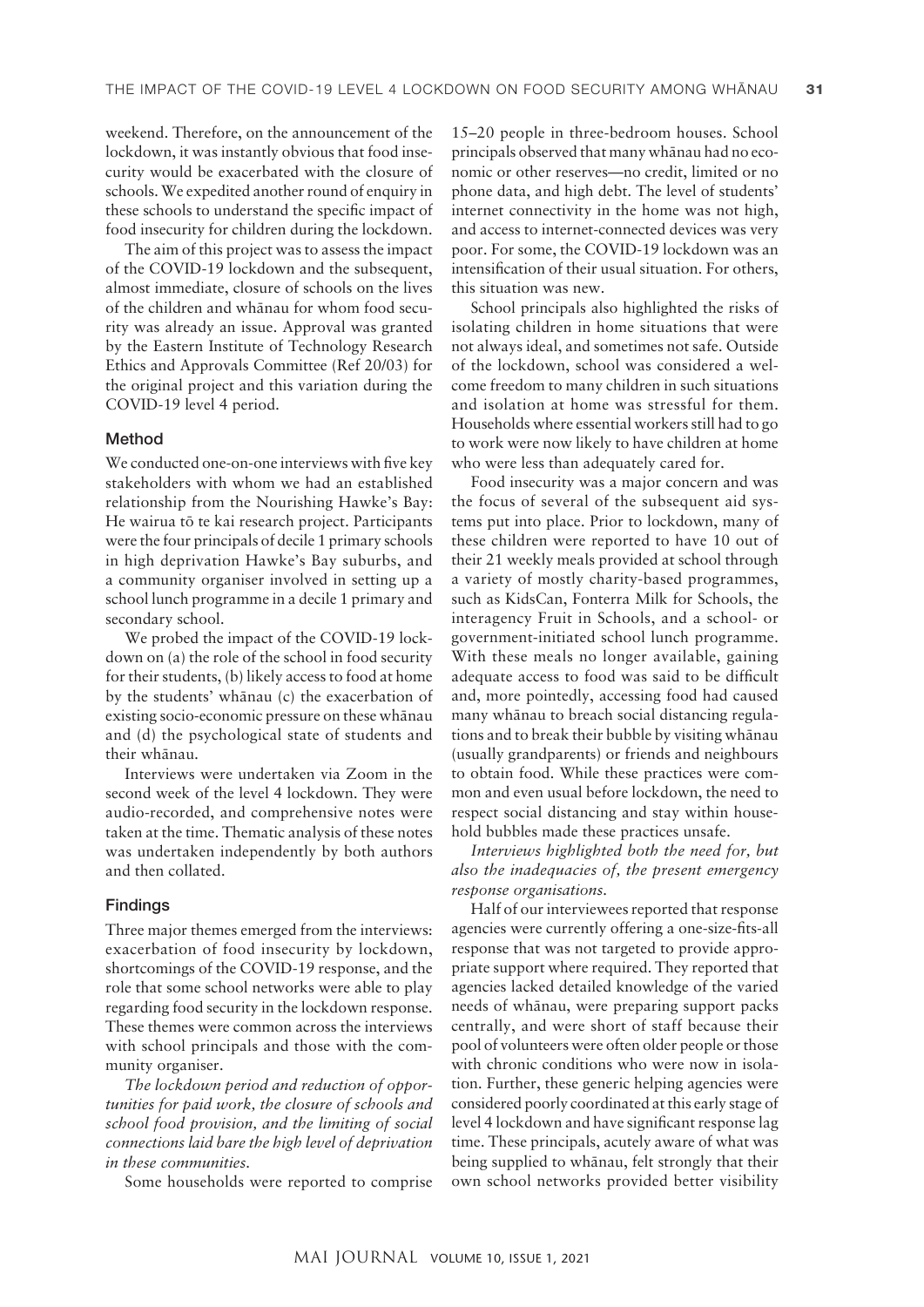weekend. Therefore, on the announcement of the lockdown, it was instantly obvious that food insecurity would be exacerbated with the closure of schools. We expedited another round of enquiry in these schools to understand the specific impact of food insecurity for children during the lockdown.

The aim of this project was to assess the impact of the COVID-19 lockdown and the subsequent, almost immediate, closure of schools on the lives of the children and whānau for whom food security was already an issue. Approval was granted by the Eastern Institute of Technology Research Ethics and Approvals Committee (Ref 20/03) for the original project and this variation during the COVID-19 level 4 period.

## Method

We conducted one-on-one interviews with five key stakeholders with whom we had an established relationship from the Nourishing Hawke's Bay: He wairua tō te kai research project. Participants were the four principals of decile 1 primary schools in high deprivation Hawke's Bay suburbs, and a community organiser involved in setting up a school lunch programme in a decile 1 primary and secondary school.

We probed the impact of the COVID-19 lockdown on (a) the role of the school in food security for their students, (b) likely access to food at home by the students' whānau (c) the exacerbation of existing socio-economic pressure on these whānau and (d) the psychological state of students and their whānau.

Interviews were undertaken via Zoom in the second week of the level 4 lockdown. They were audio-recorded, and comprehensive notes were taken at the time. Thematic analysis of these notes was undertaken independently by both authors and then collated.

## Findings

Three major themes emerged from the interviews: exacerbation of food insecurity by lockdown, shortcomings of the COVID-19 response, and the role that some school networks were able to play regarding food security in the lockdown response. These themes were common across the interviews with school principals and those with the community organiser.

*The lockdown period and reduction of opportunities for paid work, the closure of schools and school food provision, and the limiting of social connections laid bare the high level of deprivation in these communities.*

Some households were reported to comprise 15–20 people in three-bedroom houses. School principals observed that many whānau had no economic or other reserves—no credit, limited or no phone data, and high debt. The level of students' internet connectivity in the home was not high, and access to internet-connected devices was very poor. For some, the COVID-19 lockdown was an intensification of their usual situation. For others, this situation was new.

School principals also highlighted the risks of isolating children in home situations that were not always ideal, and sometimes not safe. Outside of the lockdown, school was considered a welcome freedom to many children in such situations and isolation at home was stressful for them. Households where essential workers still had to go to work were now likely to have children at home who were less than adequately cared for.

Food insecurity was a major concern and was the focus of several of the subsequent aid systems put into place. Prior to lockdown, many of these children were reported to have 10 out of their 21 weekly meals provided at school through a variety of mostly charity-based programmes, such as KidsCan, Fonterra Milk for Schools, the interagency Fruit in Schools, and a school- or government-initiated school lunch programme. With these meals no longer available, gaining adequate access to food was said to be difficult and, more pointedly, accessing food had caused many whānau to breach social distancing regulations and to break their bubble by visiting whānau (usually grandparents) or friends and neighbours to obtain food. While these practices were common and even usual before lockdown, the need to respect social distancing and stay within household bubbles made these practices unsafe.

*Interviews highlighted both the need for, but also the inadequacies of, the present emergency response organisations.*

Half of our interviewees reported that response agencies were currently offering a one-size-fits-all response that was not targeted to provide appropriate support where required. They reported that agencies lacked detailed knowledge of the varied needs of whānau, were preparing support packs centrally, and were short of staff because their pool of volunteers were often older people or those with chronic conditions who were now in isolation. Further, these generic helping agencies were considered poorly coordinated at this early stage of level 4 lockdown and have significant response lag time. These principals, acutely aware of what was being supplied to whānau, felt strongly that their own school networks provided better visibility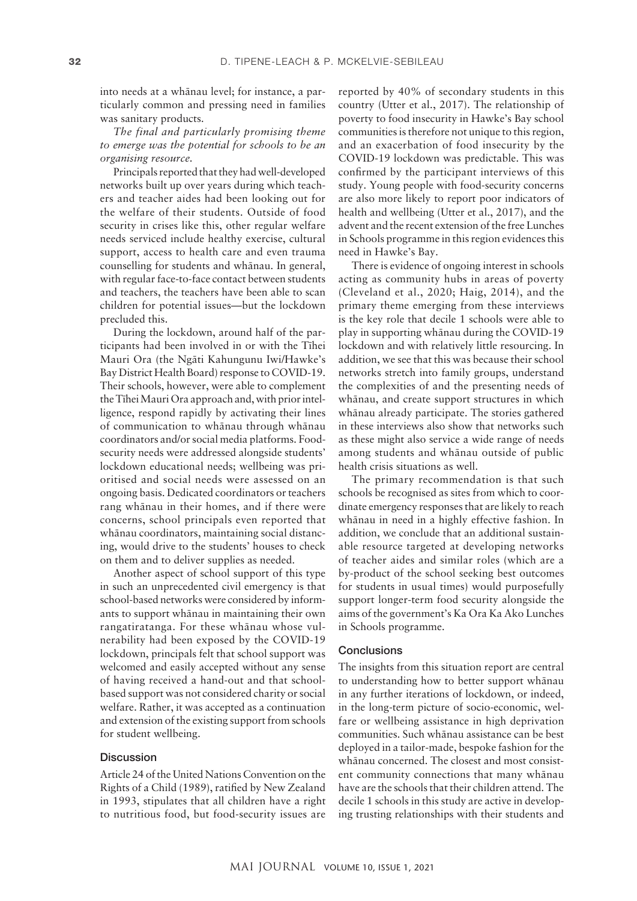into needs at a whānau level; for instance, a particularly common and pressing need in families was sanitary products.

*The final and particularly promising theme to emerge was the potential for schools to be an organising resource.*

Principals reported that they had well-developed networks built up over years during which teachers and teacher aides had been looking out for the welfare of their students. Outside of food security in crises like this, other regular welfare needs serviced include healthy exercise, cultural support, access to health care and even trauma counselling for students and whānau. In general, with regular face-to-face contact between students and teachers, the teachers have been able to scan children for potential issues—but the lockdown precluded this.

During the lockdown, around half of the participants had been involved in or with the Tīhei Mauri Ora (the Ngāti Kahungunu Iwi/Hawke's Bay District Health Board) response to COVID-19. Their schools, however, were able to complement the Tīhei Mauri Ora approach and, with prior intelligence, respond rapidly by activating their lines of communication to whānau through whānau coordinators and/or social media platforms. Food-security needs were addressed alongside students' lockdown educational needs; wellbeing was prioritised and social needs were assessed on an ongoing basis. Dedicated coordinators or teachers rang whānau in their homes, and if there were concerns, school principals even reported that whānau coordinators, maintaining social distancing, would drive to the students' houses to check on them and to deliver supplies as needed.

Another aspect of school support of this type in such an unprecedented civil emergency is that school-based networks were considered by informants to support whānau in maintaining their own rangatiratanga. For these whānau whose vulnerability had been exposed by the COVID-19 lockdown, principals felt that school support was welcomed and easily accepted without any sense of having received a hand-out and that school-based support was not considered charity or social welfare. Rather, it was accepted as a continuation and extension of the existing support from schools for student wellbeing.

## Discussion

Article 24 of the United Nations Convention on the Rights of a Child (1989), ratified by New Zealand in 1993, stipulates that all children have a right to nutritious food, but food-security issues are reported by 40% of secondary students in this country (Utter et al., 2017). The relationship of poverty to food insecurity in Hawke's Bay school communities is therefore not unique to this region, and an exacerbation of food insecurity by the COVID-19 lockdown was predictable. This was confirmed by the participant interviews of this study. Young people with food-security concerns are also more likely to report poor indicators of health and wellbeing (Utter et al., 2017), and the advent and the recent extension of the free Lunches in Schools programme in this region evidences this need in Hawke's Bay.

There is evidence of ongoing interest in schools acting as community hubs in areas of poverty (Cleveland et al., 2020; Haig, 2014), and the primary theme emerging from these interviews is the key role that decile 1 schools were able to play in supporting whānau during the COVID-19 lockdown and with relatively little resourcing. In addition, we see that this was because their school networks stretch into family groups, understand the complexities of and the presenting needs of whānau, and create support structures in which whānau already participate. The stories gathered in these interviews also show that networks such as these might also service a wide range of needs among students and whānau outside of public health crisis situations as well.

The primary recommendation is that such schools be recognised as sites from which to coordinate emergency responses that are likely to reach whānau in need in a highly effective fashion. In addition, we conclude that an additional sustainable resource targeted at developing networks of teacher aides and similar roles (which are a by-product of the school seeking best outcomes for students in usual times) would purposefully support longer-term food security alongside the aims of the government's Ka Ora Ka Ako Lunches in Schools programme.

## Conclusions

The insights from this situation report are central to understanding how to better support whānau in any further iterations of lockdown, or indeed, in the long-term picture of socio-economic, welfare or wellbeing assistance in high deprivation communities. Such whānau assistance can be best deployed in a tailor-made, bespoke fashion for the whānau concerned. The closest and most consistent community connections that many whānau have are the schools that their children attend. The decile 1 schools in this study are active in developing trusting relationships with their students and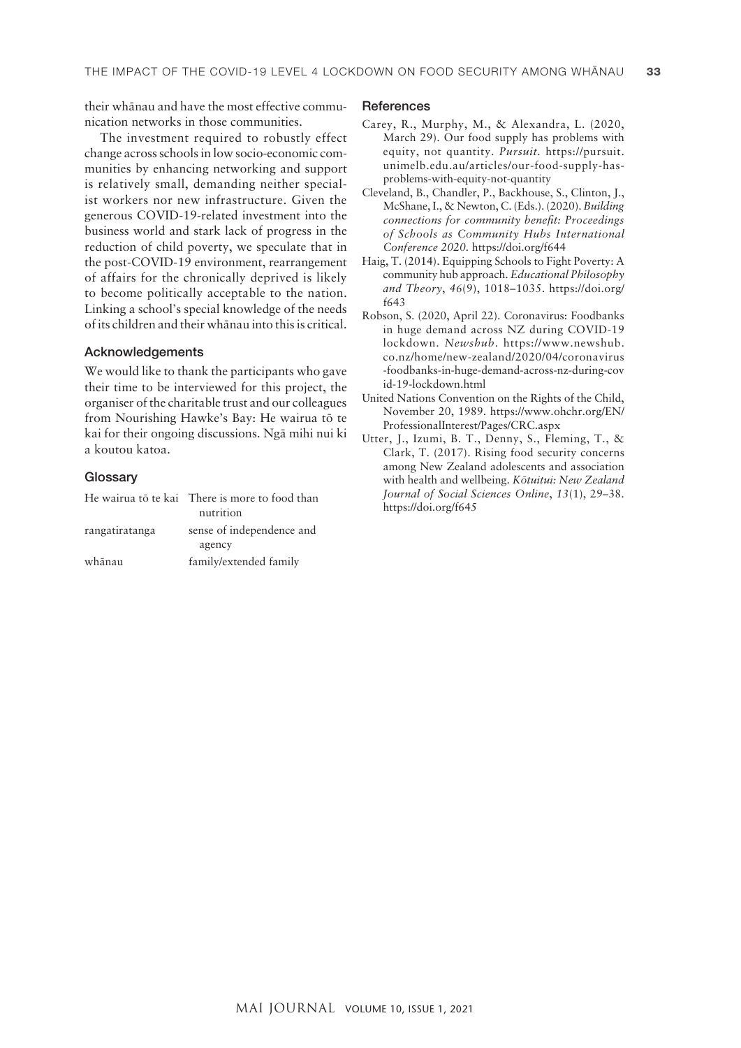their whānau and have the most effective communication networks in those communities.

The investment required to robustly effect change across schools in low socio-economic communities by enhancing networking and support is relatively small, demanding neither specialist workers nor new infrastructure. Given the generous COVID-19-related investment into the business world and stark lack of progress in the reduction of child poverty, we speculate that in the post-COVID-19 environment, rearrangement of affairs for the chronically deprived is likely to become politically acceptable to the nation. Linking a school's special knowledge of the needs of its children and their whānau into this is critical.

## Acknowledgements

We would like to thank the participants who gave their time to be interviewed for this project, the organiser of the charitable trust and our colleagues from Nourishing Hawke's Bay: He wairua tō te kai for their ongoing discussions. Ngā mihi nui ki a koutou katoa.

## Glossary

| | |
|---|---|
| He wairua tō te kai | There is more to food than nutrition |
| rangatiratanga | sense of independence and agency |
| whānau | family/extended family |

## References

Carey, R., Murphy, M., & Alexandra, L. (2020, March 29). Our food supply has problems with equity, not quantity. *Pursuit*. https://pursuit.unimelb.edu.au/articles/our-food-supply-has-problems-with-equity-not-quantity

Cleveland, B., Chandler, P., Backhouse, S., Clinton, J., McShane, I., & Newton, C. (Eds.). (2020). *Building connections for community benefit: Proceedings of Schools as Community Hubs International Conference 2020*. https://doi.org/f644

Haig, T. (2014). Equipping Schools to Fight Poverty: A community hub approach. *Educational Philosophy and Theory*, *46*(9), 1018–1035. https://doi.org/f643

Robson, S. (2020, April 22). Coronavirus: Foodbanks in huge demand across NZ during COVID-19 lockdown. *Newshub*. https://www.newshub.co.nz/home/new-zealand/2020/04/coronavirus-foodbanks-in-huge-demand-across-nz-during-covid-19-lockdown.html

United Nations Convention on the Rights of the Child, November 20, 1989. https://www.ohchr.org/EN/ProfessionalInterest/Pages/CRC.aspx

Utter, J., Izumi, B. T., Denny, S., Fleming, T., & Clark, T. (2017). Rising food security concerns among New Zealand adolescents and association with health and wellbeing. *Kōtuitui: New Zealand Journal of Social Sciences Online*, *13*(1), 29–38. https://doi.org/f645